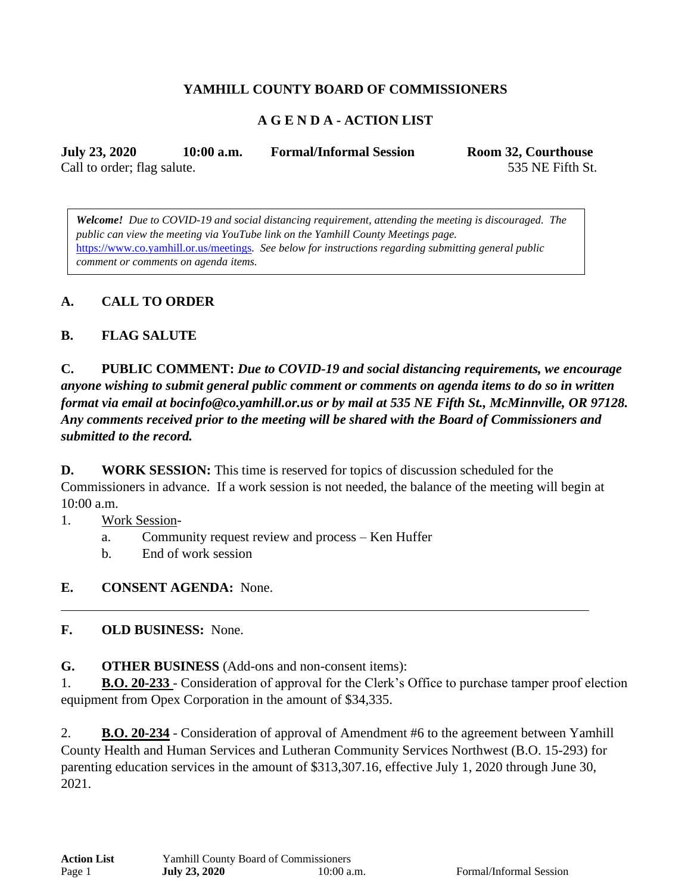**YAMHILL COUNTY BOARD OF COMMISSIONERS**

**A G E N D A - ACTION LIST**

**July 23, 2020 10:00 a.m. Formal/Informal Session Room 32, Courthouse**
Call to order; flag salute. 535 NE Fifth St.

> ***Welcome!*** *Due to COVID-19 and social distancing requirement, attending the meeting is discouraged. The public can view the meeting via YouTube link on the Yamhill County Meetings page.* https://www.co.yamhill.or.us/meetings*. See below for instructions regarding submitting general public comment or comments on agenda items.*

**A. CALL TO ORDER**

**B. FLAG SALUTE**

**C. PUBLIC COMMENT:** ***Due to COVID-19 and social distancing requirements, we encourage anyone wishing to submit general public comment or comments on agenda items to do so in written format via email at bocinfo@co.yamhill.or.us or by mail at 535 NE Fifth St., McMinnville, OR 97128. Any comments received prior to the meeting will be shared with the Board of Commissioners and submitted to the record.***

**D. WORK SESSION:** This time is reserved for topics of discussion scheduled for the Commissioners in advance. If a work session is not needed, the balance of the meeting will begin at 10:00 a.m.

1. Work Session-
   a. Community request review and process – Ken Huffer
   b. End of work session

**E. CONSENT AGENDA:** None.

---

**F. OLD BUSINESS:** None.

**G. OTHER BUSINESS** (Add-ons and non-consent items):

1. **B.O. 20-233** - Consideration of approval for the Clerk's Office to purchase tamper proof election equipment from Opex Corporation in the amount of $34,335.

2. **B.O. 20-234** - Consideration of approval of Amendment #6 to the agreement between Yamhill County Health and Human Services and Lutheran Community Services Northwest (B.O. 15-293) for parenting education services in the amount of $313,307.16, effective July 1, 2020 through June 30, 2021.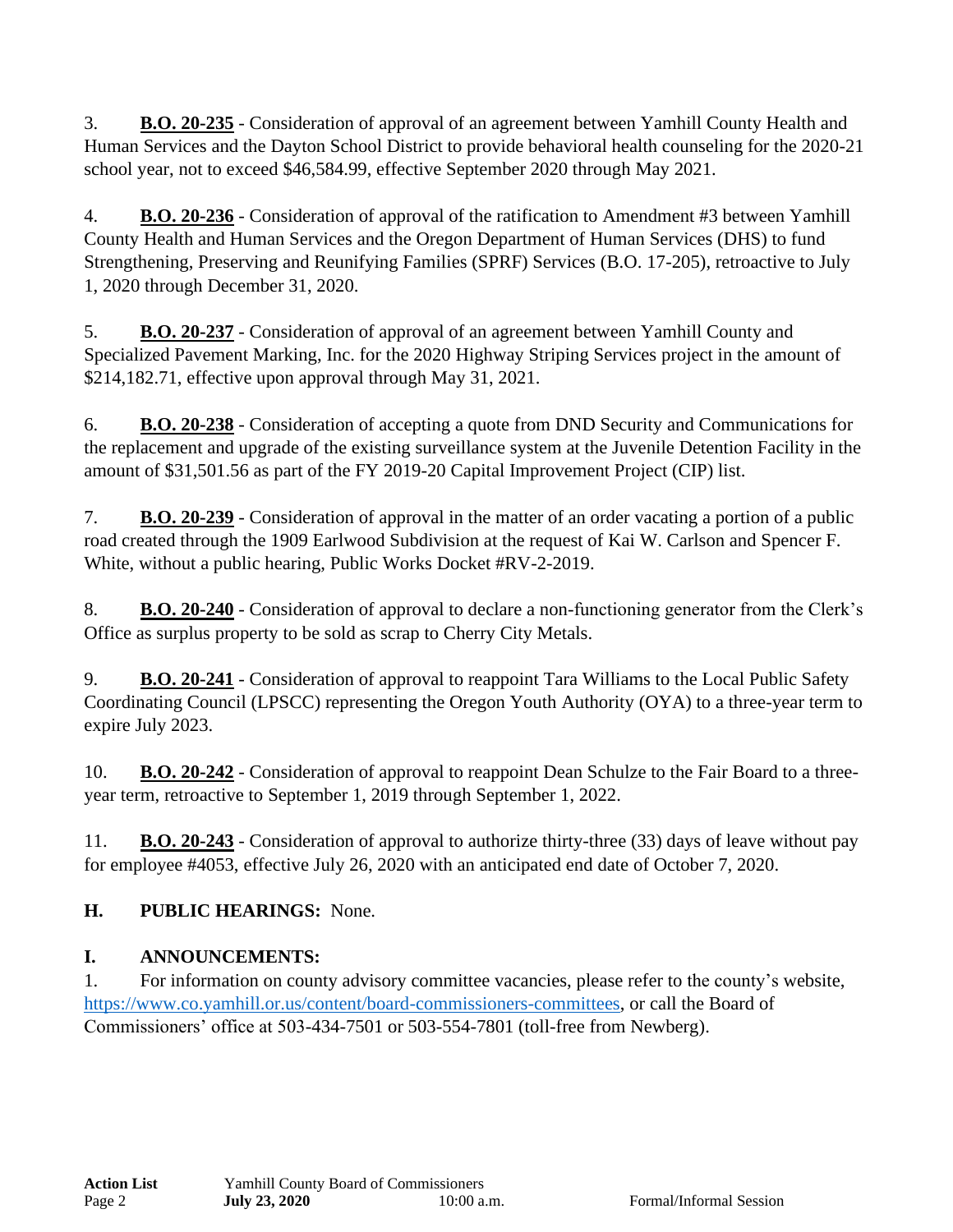3. **B.O. 20-235** - Consideration of approval of an agreement between Yamhill County Health and Human Services and the Dayton School District to provide behavioral health counseling for the 2020-21 school year, not to exceed $46,584.99, effective September 2020 through May 2021.

4. **B.O. 20-236** - Consideration of approval of the ratification to Amendment #3 between Yamhill County Health and Human Services and the Oregon Department of Human Services (DHS) to fund Strengthening, Preserving and Reunifying Families (SPRF) Services (B.O. 17-205), retroactive to July 1, 2020 through December 31, 2020.

5. **B.O. 20-237** - Consideration of approval of an agreement between Yamhill County and Specialized Pavement Marking, Inc. for the 2020 Highway Striping Services project in the amount of $214,182.71, effective upon approval through May 31, 2021.

6. **B.O. 20-238** - Consideration of accepting a quote from DND Security and Communications for the replacement and upgrade of the existing surveillance system at the Juvenile Detention Facility in the amount of $31,501.56 as part of the FY 2019-20 Capital Improvement Project (CIP) list.

7. **B.O. 20-239** - Consideration of approval in the matter of an order vacating a portion of a public road created through the 1909 Earlwood Subdivision at the request of Kai W. Carlson and Spencer F. White, without a public hearing, Public Works Docket #RV-2-2019.

8. **B.O. 20-240** - Consideration of approval to declare a non-functioning generator from the Clerk's Office as surplus property to be sold as scrap to Cherry City Metals.

9. **B.O. 20-241** - Consideration of approval to reappoint Tara Williams to the Local Public Safety Coordinating Council (LPSCC) representing the Oregon Youth Authority (OYA) to a three-year term to expire July 2023.

10. **B.O. 20-242** - Consideration of approval to reappoint Dean Schulze to the Fair Board to a three-year term, retroactive to September 1, 2019 through September 1, 2022.

11. **B.O. 20-243** - Consideration of approval to authorize thirty-three (33) days of leave without pay for employee #4053, effective July 26, 2020 with an anticipated end date of October 7, 2020.

**H. PUBLIC HEARINGS:** None.

**I. ANNOUNCEMENTS:**

1. For information on county advisory committee vacancies, please refer to the county's website, https://www.co.yamhill.or.us/content/board-commissioners-committees, or call the Board of Commissioners' office at 503-434-7501 or 503-554-7801 (toll-free from Newberg).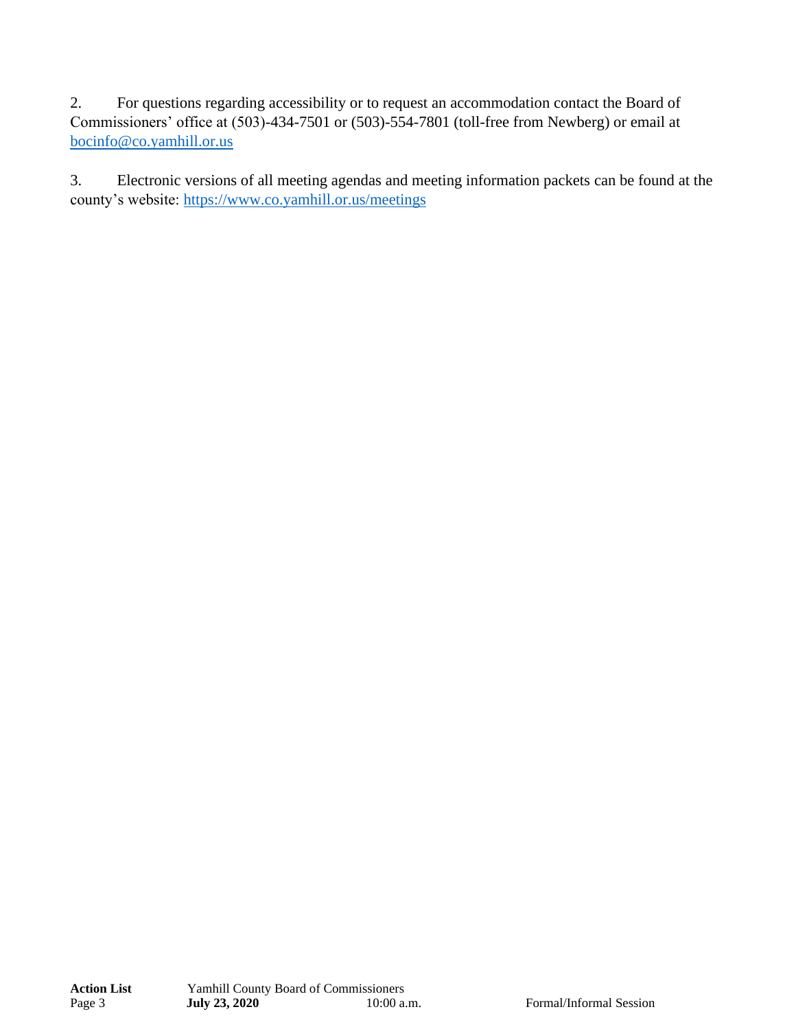2. For questions regarding accessibility or to request an accommodation contact the Board of Commissioners' office at (503)-434-7501 or (503)-554-7801 (toll-free from Newberg) or email at bocinfo@co.yamhill.or.us

3. Electronic versions of all meeting agendas and meeting information packets can be found at the county's website: https://www.co.yamhill.or.us/meetings